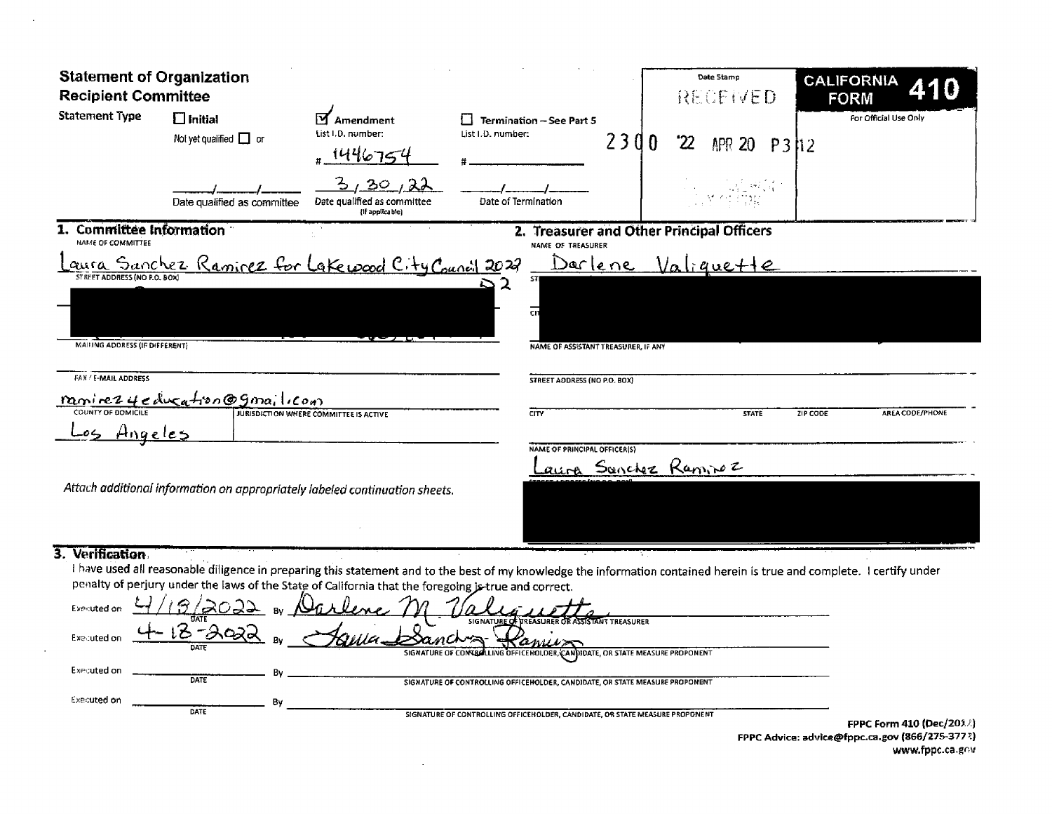# Statement of Organization
## Recipient Committee

**CALIFORNIA FORM 410**

For Official Use Only

Date Stamp

RECEIVED

2300 '22 APR 20 P3:12

**Statement Type**

☐ Initial

Not yet qualified ☐ or

\_\_\_/\_\_\_/\_\_\_
Date qualified as committee

☑ Amendment

List I.D. number:

# 1446754

3/30/22
Date qualified as committee (If applicable)

☐ Termination – See Part 5

List I.D. number:

#

\_\_\_/\_\_\_/\_\_\_
Date of Termination

## 1. Committee Information

NAME OF COMMITTEE

Laura Sanchez Ramirez for Lakewood City Council 2022 D2

STREET ADDRESS (NO P.O. BOX)

[REDACTED]

MAILING ADDRESS (IF DIFFERENT)

FAX / E-MAIL ADDRESS

ramirez4education@gmail.com

COUNTY OF DOMICILE

Los Angeles

JURISDICTION WHERE COMMITTEE IS ACTIVE

*Attach additional information on appropriately labeled continuation sheets.*

## 2. Treasurer and Other Principal Officers

NAME OF TREASURER

Darlene Valiquette

[REDACTED]

NAME OF ASSISTANT TREASURER, IF ANY

STREET ADDRESS (NO P.O. BOX)

| CITY | STATE | ZIP CODE | AREA CODE/PHONE |
|---|---|---|---|
| | | | |

NAME OF PRINCIPAL OFFICER(S)

Laura Sanchez Ramirez

[REDACTED]

## 3. Verification

I have used all reasonable diligence in preparing this statement and to the best of my knowledge the information contained herein is true and complete. I certify under penalty of perjury under the laws of the State of California that the foregoing is true and correct.

Executed on 4/19/2022 By Darlene M. Valiquette
SIGNATURE OF TREASURER OR ASSISTANT TREASURER

Executed on 4-18-2022 By Laura Sanchez-Ramirez
SIGNATURE OF CONTROLLING OFFICEHOLDER, CANDIDATE, OR STATE MEASURE PROPONENT

Executed on \_\_\_\_\_\_\_\_ By \_\_\_\_\_\_\_\_
DATE — SIGNATURE OF CONTROLLING OFFICEHOLDER, CANDIDATE, OR STATE MEASURE PROPONENT

Executed on \_\_\_\_\_\_\_\_ By \_\_\_\_\_\_\_\_
DATE — SIGNATURE OF CONTROLLING OFFICEHOLDER, CANDIDATE, OR STATE MEASURE PROPONENT

FPPC Form 410 (Dec/2012)
FPPC Advice: advice@fppc.ca.gov (866/275-3772)
www.fppc.ca.gov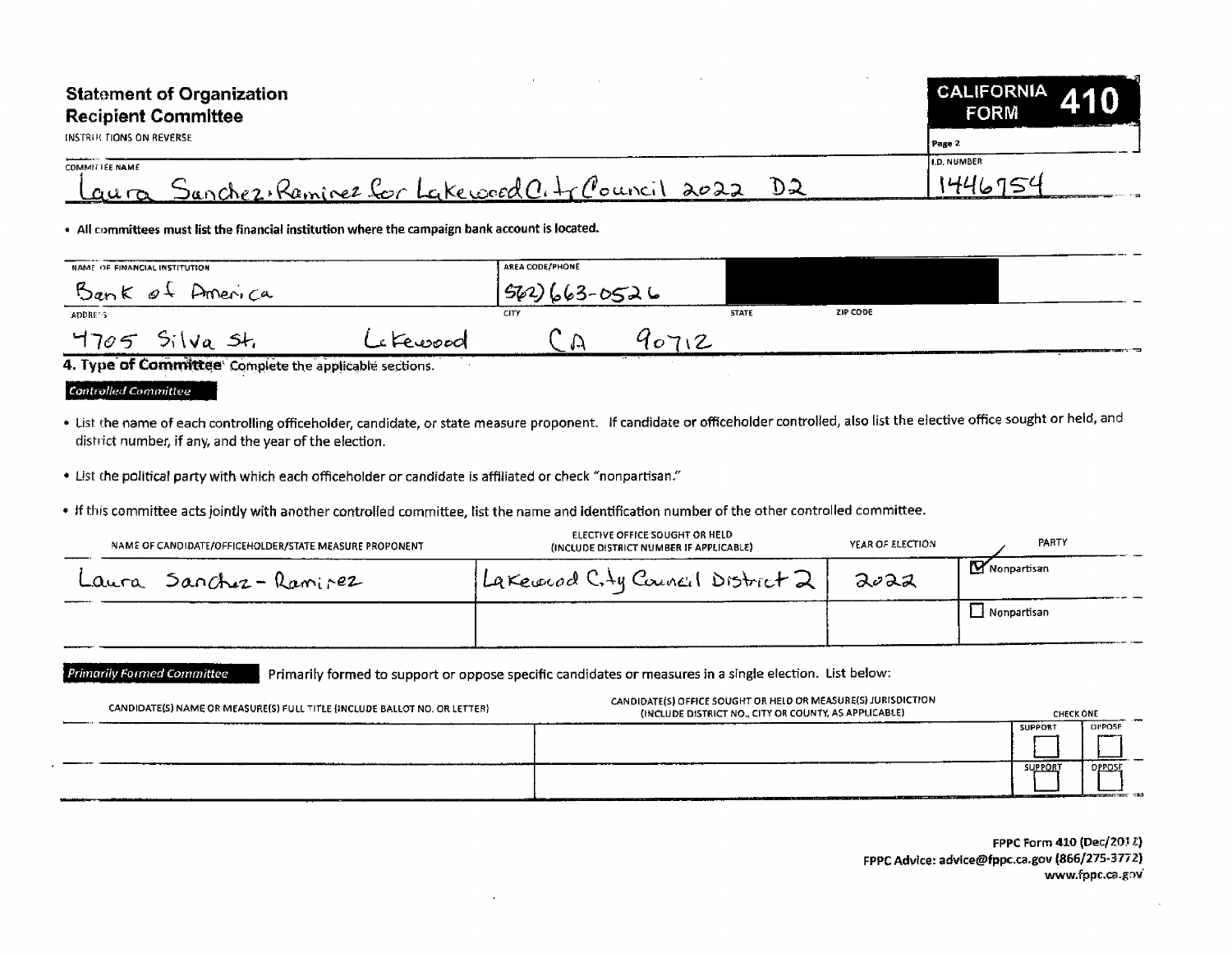# Statement of Organization
## Recipient Committee

INSTRUCTIONS ON REVERSE

**CALIFORNIA FORM 410**

Page 2

| COMMITTEE NAME | I.D. NUMBER |
|---|---|
| Laura Sanchez-Ramirez for Lakewood City Council 2022 D2 | 1446754 |

- **All committees must list the financial institution where the campaign bank account is located.**

| NAME OF FINANCIAL INSTITUTION | AREA CODE/PHONE | | |
|---|---|---|---|
| Bank of America | (562) 663-0526 | | |
| **ADDRESS** | **CITY** | **STATE** | **ZIP CODE** |
| 4705 Silva St. | Lakewood | CA | 90712 |

### 4. Type of Committee Complete the applicable sections.

*Controlled Committee*

- List the name of each controlling officeholder, candidate, or state measure proponent. If candidate or officeholder controlled, also list the elective office sought or held, and district number, if any, and the year of the election.
- List the political party with which each officeholder or candidate is affiliated or check "nonpartisan."
- If this committee acts jointly with another controlled committee, list the name and identification number of the other controlled committee.

| NAME OF CANDIDATE/OFFICEHOLDER/STATE MEASURE PROPONENT | ELECTIVE OFFICE SOUGHT OR HELD (INCLUDE DISTRICT NUMBER IF APPLICABLE) | YEAR OF ELECTION | PARTY |
|---|---|---|---|
| Laura Sanchez-Ramirez | Lakewood City Council District 2 | 2022 | ☑ Nonpartisan |
| | | | ☐ Nonpartisan |

*Primarily Formed Committee* Primarily formed to support or oppose specific candidates or measures in a single election. List below:

| CANDIDATE(S) NAME OR MEASURE(S) FULL TITLE (INCLUDE BALLOT NO. OR LETTER) | CANDIDATE(S) OFFICE SOUGHT OR HELD OR MEASURE(S) JURISDICTION (INCLUDE DISTRICT NO., CITY OR COUNTY, AS APPLICABLE) | CHECK ONE: SUPPORT | OPPOSE |
|---|---|---|---|
| | | ☐ | ☐ |
| | | ☐ | ☐ |

FPPC Form 410 (Dec/2012)
FPPC Advice: advice@fppc.ca.gov (866/275-3772)
www.fppc.ca.gov